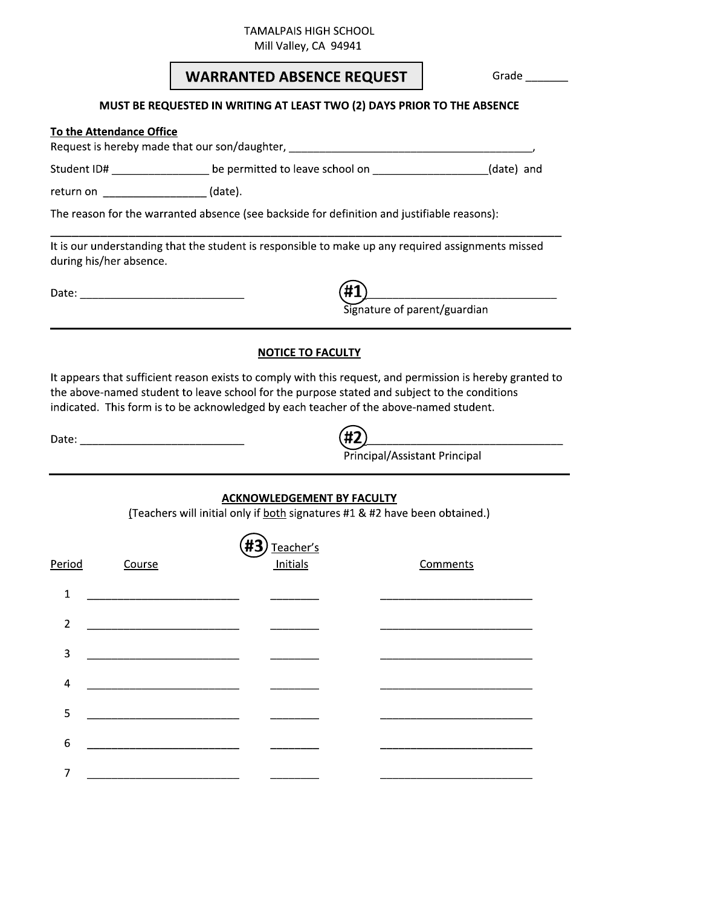TAMALPAIS HIGH SCHOOL
Mill Valley, CA 94941

# WARRANTED ABSENCE REQUEST

Grade _______

**MUST BE REQUESTED IN WRITING AT LEAST TWO (2) DAYS PRIOR TO THE ABSENCE**

**To the Attendance Office**

Request is hereby made that our son/daughter, ________________________________________,

Student ID# ________________ be permitted to leave school on __________________(date) and

return on ________________ (date).

The reason for the warranted absence (see backside for definition and justifiable reasons):

_____________________________________________________________________________________

It is our understanding that the student is responsible to make up any required assignments missed during his/her absence.

Date: ____________________________ #1 ______________________________
Signature of parent/guardian

---

## NOTICE TO FACULTY

It appears that sufficient reason exists to comply with this request, and permission is hereby granted to the above-named student to leave school for the purpose stated and subject to the conditions indicated. This form is to be acknowledged by each teacher of the above-named student.

Date: ____________________________ #2 ______________________________
Principal/Assistant Principal

---

## ACKNOWLEDGEMENT BY FACULTY

(Teachers will initial only if both signatures #1 & #2 have been obtained.)

| Period | Course | #3 Teacher's Initials | Comments |
|---|---|---|---|
| 1 | | | |
| 2 | | | |
| 3 | | | |
| 4 | | | |
| 5 | | | |
| 6 | | | |
| 7 | | | |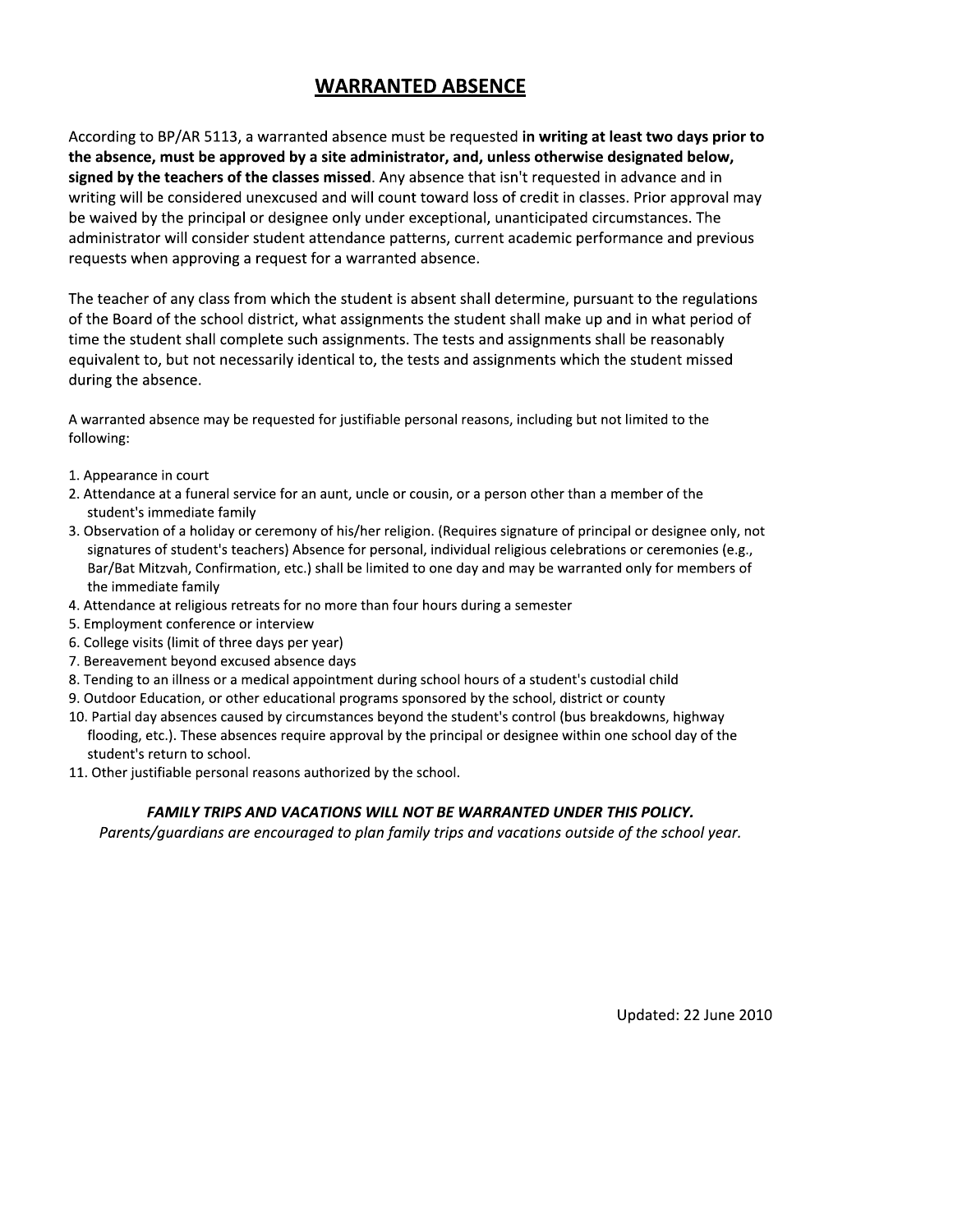# WARRANTED ABSENCE

According to BP/AR 5113, a warranted absence must be requested **in writing at least two days prior to the absence, must be approved by a site administrator, and, unless otherwise designated below, signed by the teachers of the classes missed**. Any absence that isn't requested in advance and in writing will be considered unexcused and will count toward loss of credit in classes. Prior approval may be waived by the principal or designee only under exceptional, unanticipated circumstances. The administrator will consider student attendance patterns, current academic performance and previous requests when approving a request for a warranted absence.

The teacher of any class from which the student is absent shall determine, pursuant to the regulations of the Board of the school district, what assignments the student shall make up and in what period of time the student shall complete such assignments. The tests and assignments shall be reasonably equivalent to, but not necessarily identical to, the tests and assignments which the student missed during the absence.

A warranted absence may be requested for justifiable personal reasons, including but not limited to the following:

1. Appearance in court
2. Attendance at a funeral service for an aunt, uncle or cousin, or a person other than a member of the student's immediate family
3. Observation of a holiday or ceremony of his/her religion. (Requires signature of principal or designee only, not signatures of student's teachers) Absence for personal, individual religious celebrations or ceremonies (e.g., Bar/Bat Mitzvah, Confirmation, etc.) shall be limited to one day and may be warranted only for members of the immediate family
4. Attendance at religious retreats for no more than four hours during a semester
5. Employment conference or interview
6. College visits (limit of three days per year)
7. Bereavement beyond excused absence days
8. Tending to an illness or a medical appointment during school hours of a student's custodial child
9. Outdoor Education, or other educational programs sponsored by the school, district or county
10. Partial day absences caused by circumstances beyond the student's control (bus breakdowns, highway flooding, etc.). These absences require approval by the principal or designee within one school day of the student's return to school.
11. Other justifiable personal reasons authorized by the school.

***FAMILY TRIPS AND VACATIONS WILL NOT BE WARRANTED UNDER THIS POLICY.***

*Parents/guardians are encouraged to plan family trips and vacations outside of the school year.*

Updated: 22 June 2010